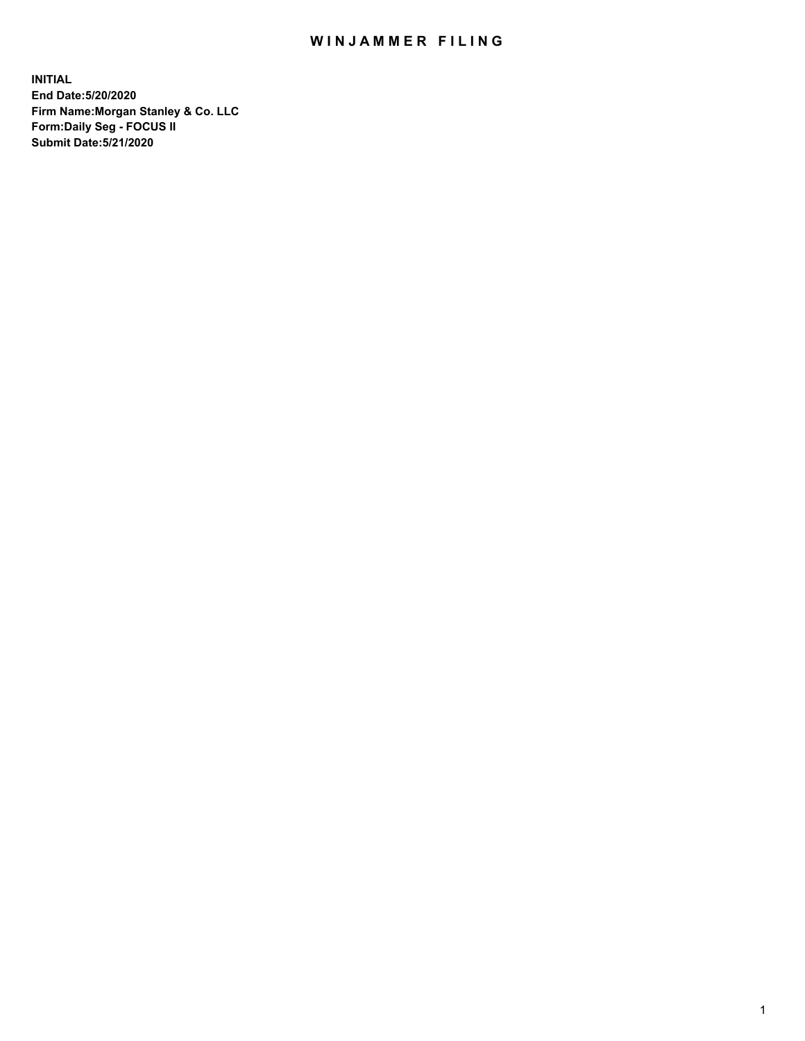# WINJAMMER FILING

**INITIAL**
**End Date:5/20/2020**
**Firm Name:Morgan Stanley & Co. LLC**
**Form:Daily Seg - FOCUS II**
**Submit Date:5/21/2020**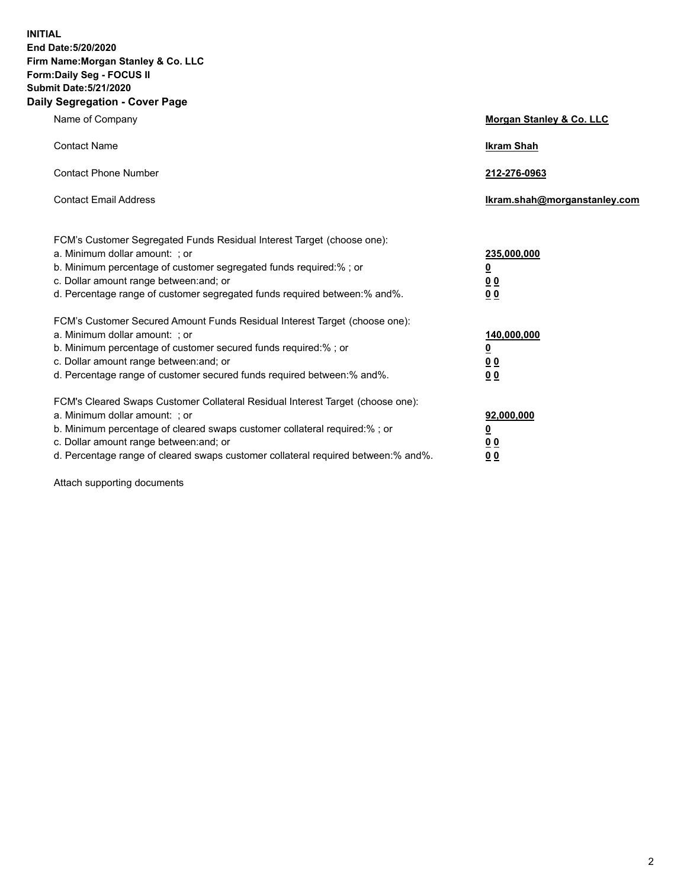**INITIAL**
**End Date:5/20/2020**
**Firm Name:Morgan Stanley & Co. LLC**
**Form:Daily Seg - FOCUS II**
**Submit Date:5/21/2020**

## Daily Segregation - Cover Page

| | |
|---|---|
| Name of Company | **Morgan Stanley & Co. LLC** |
| Contact Name | **Ikram Shah** |
| Contact Phone Number | **212-276-0963** |
| Contact Email Address | **Ikram.shah@morganstanley.com** |

| | |
|---|---|
| FCM's Customer Segregated Funds Residual Interest Target (choose one): | |
| a. Minimum dollar amount: ; or | **235,000,000** |
| b. Minimum percentage of customer segregated funds required:% ; or | **0** |
| c. Dollar amount range between:and; or | **0 0** |
| d. Percentage range of customer segregated funds required between:% and%. | **0 0** |
| FCM's Customer Secured Amount Funds Residual Interest Target (choose one): | |
| a. Minimum dollar amount: ; or | **140,000,000** |
| b. Minimum percentage of customer secured funds required:% ; or | **0** |
| c. Dollar amount range between:and; or | **0 0** |
| d. Percentage range of customer secured funds required between:% and%. | **0 0** |
| FCM's Cleared Swaps Customer Collateral Residual Interest Target (choose one): | |
| a. Minimum dollar amount: ; or | **92,000,000** |
| b. Minimum percentage of cleared swaps customer collateral required:% ; or | **0** |
| c. Dollar amount range between:and; or | **0 0** |
| d. Percentage range of cleared swaps customer collateral required between:% and%. | **0 0** |

Attach supporting documents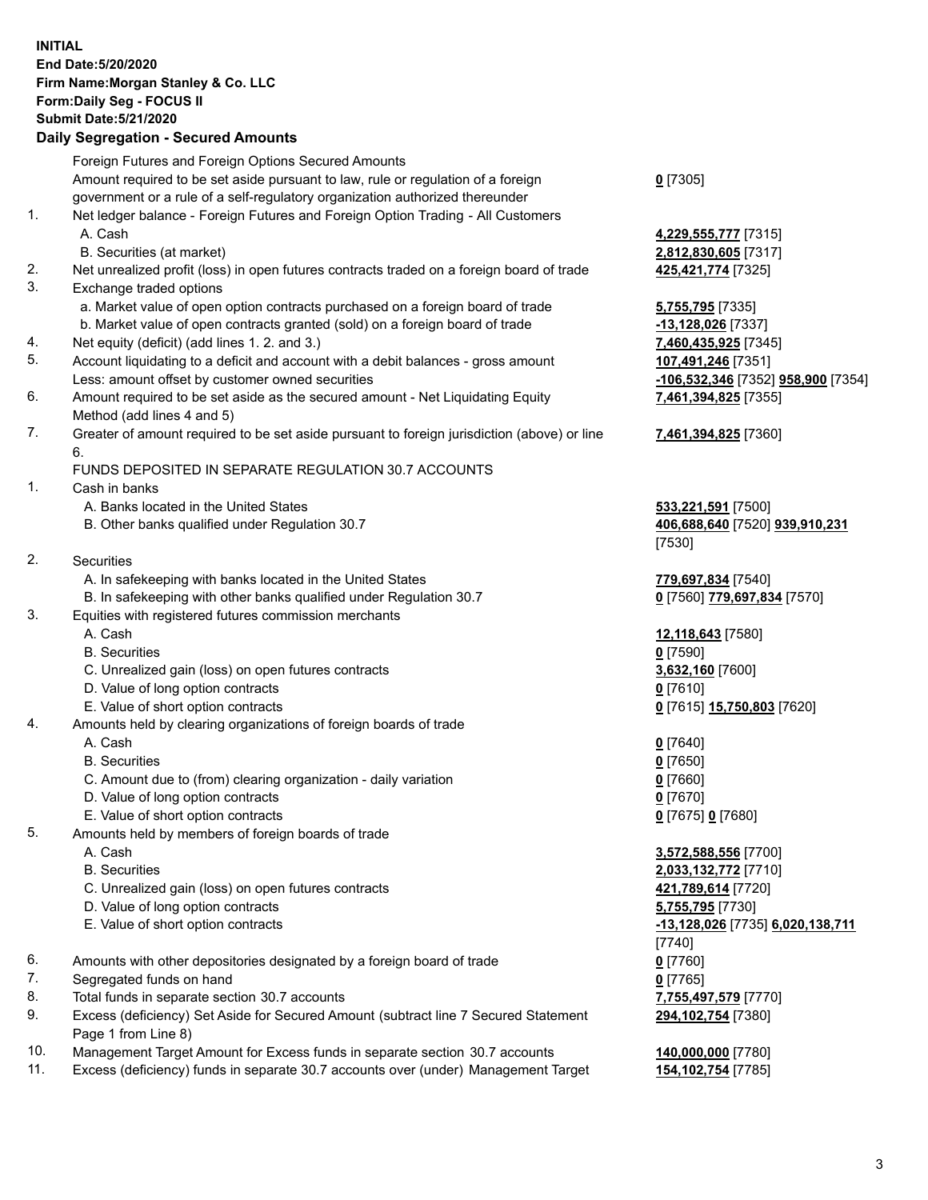**INITIAL**
**End Date:5/20/2020**
**Firm Name:Morgan Stanley & Co. LLC**
**Form:Daily Seg - FOCUS II**
**Submit Date:5/21/2020**

## Daily Segregation - Secured Amounts

| | | |
|---|---|---|
| | Foreign Futures and Foreign Options Secured Amounts | |
| | Amount required to be set aside pursuant to law, rule or regulation of a foreign government or a rule of a self-regulatory organization authorized thereunder | **0** [7305] |
| 1. | Net ledger balance - Foreign Futures and Foreign Option Trading - All Customers | |
| | A. Cash | **4,229,555,777** [7315] |
| | B. Securities (at market) | **2,812,830,605** [7317] |
| 2. | Net unrealized profit (loss) in open futures contracts traded on a foreign board of trade | **425,421,774** [7325] |
| 3. | Exchange traded options | |
| | a. Market value of open option contracts purchased on a foreign board of trade | **5,755,795** [7335] |
| | b. Market value of open contracts granted (sold) on a foreign board of trade | **-13,128,026** [7337] |
| 4. | Net equity (deficit) (add lines 1. 2. and 3.) | **7,460,435,925** [7345] |
| 5. | Account liquidating to a deficit and account with a debit balances - gross amount | **107,491,246** [7351] |
| | Less: amount offset by customer owned securities | **-106,532,346** [7352] **958,900** [7354] |
| 6. | Amount required to be set aside as the secured amount - Net Liquidating Equity Method (add lines 4 and 5) | **7,461,394,825** [7355] |
| 7. | Greater of amount required to be set aside pursuant to foreign jurisdiction (above) or line 6. | **7,461,394,825** [7360] |
| | FUNDS DEPOSITED IN SEPARATE REGULATION 30.7 ACCOUNTS | |
| 1. | Cash in banks | |
| | A. Banks located in the United States | **533,221,591** [7500] |
| | B. Other banks qualified under Regulation 30.7 | **406,688,640** [7520] **939,910,231** [7530] |
| 2. | Securities | |
| | A. In safekeeping with banks located in the United States | **779,697,834** [7540] |
| | B. In safekeeping with other banks qualified under Regulation 30.7 | **0** [7560] **779,697,834** [7570] |
| 3. | Equities with registered futures commission merchants | |
| | A. Cash | **12,118,643** [7580] |
| | B. Securities | **0** [7590] |
| | C. Unrealized gain (loss) on open futures contracts | **3,632,160** [7600] |
| | D. Value of long option contracts | **0** [7610] |
| | E. Value of short option contracts | **0** [7615] **15,750,803** [7620] |
| 4. | Amounts held by clearing organizations of foreign boards of trade | |
| | A. Cash | **0** [7640] |
| | B. Securities | **0** [7650] |
| | C. Amount due to (from) clearing organization - daily variation | **0** [7660] |
| | D. Value of long option contracts | **0** [7670] |
| | E. Value of short option contracts | **0** [7675] **0** [7680] |
| 5. | Amounts held by members of foreign boards of trade | |
| | A. Cash | **3,572,588,556** [7700] |
| | B. Securities | **2,033,132,772** [7710] |
| | C. Unrealized gain (loss) on open futures contracts | **421,789,614** [7720] |
| | D. Value of long option contracts | **5,755,795** [7730] |
| | E. Value of short option contracts | **-13,128,026** [7735] **6,020,138,711** [7740] |
| 6. | Amounts with other depositories designated by a foreign board of trade | **0** [7760] |
| 7. | Segregated funds on hand | **0** [7765] |
| 8. | Total funds in separate section 30.7 accounts | **7,755,497,579** [7770] |
| 9. | Excess (deficiency) Set Aside for Secured Amount (subtract line 7 Secured Statement Page 1 from Line 8) | **294,102,754** [7380] |
| 10. | Management Target Amount for Excess funds in separate section 30.7 accounts | **140,000,000** [7780] |
| 11. | Excess (deficiency) funds in separate 30.7 accounts over (under) Management Target | **154,102,754** [7785] |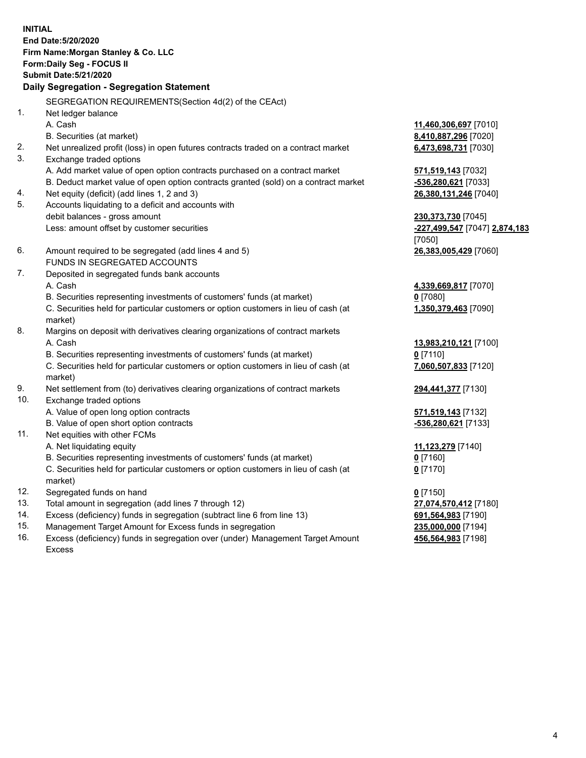**INITIAL**
**End Date:5/20/2020**
**Firm Name:Morgan Stanley & Co. LLC**
**Form:Daily Seg - FOCUS II**
**Submit Date:5/21/2020**
**Daily Segregation - Segregation Statement**

| | | |
|---|---|---|
| | SEGREGATION REQUIREMENTS(Section 4d(2) of the CEAct) | |
| 1. | Net ledger balance | |
| | A. Cash | **11,460,306,697** [7010] |
| | B. Securities (at market) | **8,410,887,296** [7020] |
| 2. | Net unrealized profit (loss) in open futures contracts traded on a contract market | **6,473,698,731** [7030] |
| 3. | Exchange traded options | |
| | A. Add market value of open option contracts purchased on a contract market | **571,519,143** [7032] |
| | B. Deduct market value of open option contracts granted (sold) on a contract market | **-536,280,621** [7033] |
| 4. | Net equity (deficit) (add lines 1, 2 and 3) | **26,380,131,246** [7040] |
| 5. | Accounts liquidating to a deficit and accounts with debit balances - gross amount | **230,373,730** [7045] |
| | Less: amount offset by customer securities | **-227,499,547** [7047] **2,874,183** [7050] |
| 6. | Amount required to be segregated (add lines 4 and 5) | **26,383,005,429** [7060] |
| | FUNDS IN SEGREGATED ACCOUNTS | |
| 7. | Deposited in segregated funds bank accounts | |
| | A. Cash | **4,339,669,817** [7070] |
| | B. Securities representing investments of customers' funds (at market) | **0** [7080] |
| | C. Securities held for particular customers or option customers in lieu of cash (at market) | **1,350,379,463** [7090] |
| 8. | Margins on deposit with derivatives clearing organizations of contract markets | |
| | A. Cash | **13,983,210,121** [7100] |
| | B. Securities representing investments of customers' funds (at market) | **0** [7110] |
| | C. Securities held for particular customers or option customers in lieu of cash (at market) | **7,060,507,833** [7120] |
| 9. | Net settlement from (to) derivatives clearing organizations of contract markets | **294,441,377** [7130] |
| 10. | Exchange traded options | |
| | A. Value of open long option contracts | **571,519,143** [7132] |
| | B. Value of open short option contracts | **-536,280,621** [7133] |
| 11. | Net equities with other FCMs | |
| | A. Net liquidating equity | **11,123,279** [7140] |
| | B. Securities representing investments of customers' funds (at market) | **0** [7160] |
| | C. Securities held for particular customers or option customers in lieu of cash (at market) | **0** [7170] |
| 12. | Segregated funds on hand | **0** [7150] |
| 13. | Total amount in segregation (add lines 7 through 12) | **27,074,570,412** [7180] |
| 14. | Excess (deficiency) funds in segregation (subtract line 6 from line 13) | **691,564,983** [7190] |
| 15. | Management Target Amount for Excess funds in segregation | **235,000,000** [7194] |
| 16. | Excess (deficiency) funds in segregation over (under) Management Target Amount Excess | **456,564,983** [7198] |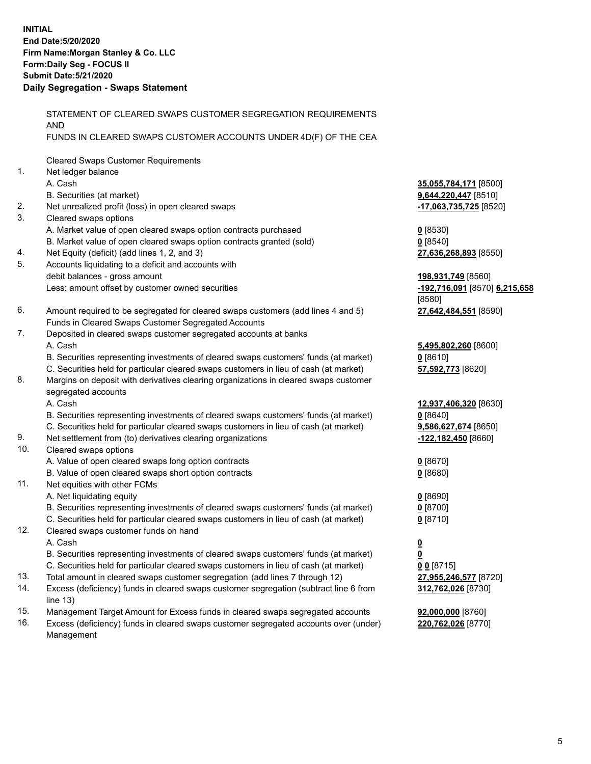**INITIAL**
**End Date:5/20/2020**
**Firm Name:Morgan Stanley & Co. LLC**
**Form:Daily Seg - FOCUS II**
**Submit Date:5/21/2020**
**Daily Segregation - Swaps Statement**

STATEMENT OF CLEARED SWAPS CUSTOMER SEGREGATION REQUIREMENTS AND FUNDS IN CLEARED SWAPS CUSTOMER ACCOUNTS UNDER 4D(F) OF THE CEA

| | | |
|---|---|---|
| | Cleared Swaps Customer Requirements | |
| 1. | Net ledger balance | |
| | A. Cash | **35,055,784,171** [8500] |
| | B. Securities (at market) | **9,644,220,447** [8510] |
| 2. | Net unrealized profit (loss) in open cleared swaps | **-17,063,735,725** [8520] |
| 3. | Cleared swaps options | |
| | A. Market value of open cleared swaps option contracts purchased | **0** [8530] |
| | B. Market value of open cleared swaps option contracts granted (sold) | **0** [8540] |
| 4. | Net Equity (deficit) (add lines 1, 2, and 3) | **27,636,268,893** [8550] |
| 5. | Accounts liquidating to a deficit and accounts with debit balances - gross amount | **198,931,749** [8560] |
| | Less: amount offset by customer owned securities | **-192,716,091** [8570] **6,215,658** [8580] |
| 6. | Amount required to be segregated for cleared swaps customers (add lines 4 and 5) | **27,642,484,551** [8590] |
| | Funds in Cleared Swaps Customer Segregated Accounts | |
| 7. | Deposited in cleared swaps customer segregated accounts at banks | |
| | A. Cash | **5,495,802,260** [8600] |
| | B. Securities representing investments of cleared swaps customers' funds (at market) | **0** [8610] |
| | C. Securities held for particular cleared swaps customers in lieu of cash (at market) | **57,592,773** [8620] |
| 8. | Margins on deposit with derivatives clearing organizations in cleared swaps customer segregated accounts | |
| | A. Cash | **12,937,406,320** [8630] |
| | B. Securities representing investments of cleared swaps customers' funds (at market) | **0** [8640] |
| | C. Securities held for particular cleared swaps customers in lieu of cash (at market) | **9,586,627,674** [8650] |
| 9. | Net settlement from (to) derivatives clearing organizations | **-122,182,450** [8660] |
| 10. | Cleared swaps options | |
| | A. Value of open cleared swaps long option contracts | **0** [8670] |
| | B. Value of open cleared swaps short option contracts | **0** [8680] |
| 11. | Net equities with other FCMs | |
| | A. Net liquidating equity | **0** [8690] |
| | B. Securities representing investments of cleared swaps customers' funds (at market) | **0** [8700] |
| | C. Securities held for particular cleared swaps customers in lieu of cash (at market) | **0** [8710] |
| 12. | Cleared swaps customer funds on hand | |
| | A. Cash | **0** |
| | B. Securities representing investments of cleared swaps customers' funds (at market) | **0** |
| | C. Securities held for particular cleared swaps customers in lieu of cash (at market) | **0** **0** [8715] |
| 13. | Total amount in cleared swaps customer segregation (add lines 7 through 12) | **27,955,246,577** [8720] |
| 14. | Excess (deficiency) funds in cleared swaps customer segregation (subtract line 6 from line 13) | **312,762,026** [8730] |
| 15. | Management Target Amount for Excess funds in cleared swaps segregated accounts | **92,000,000** [8760] |
| 16. | Excess (deficiency) funds in cleared swaps customer segregated accounts over (under) Management | **220,762,026** [8770] |